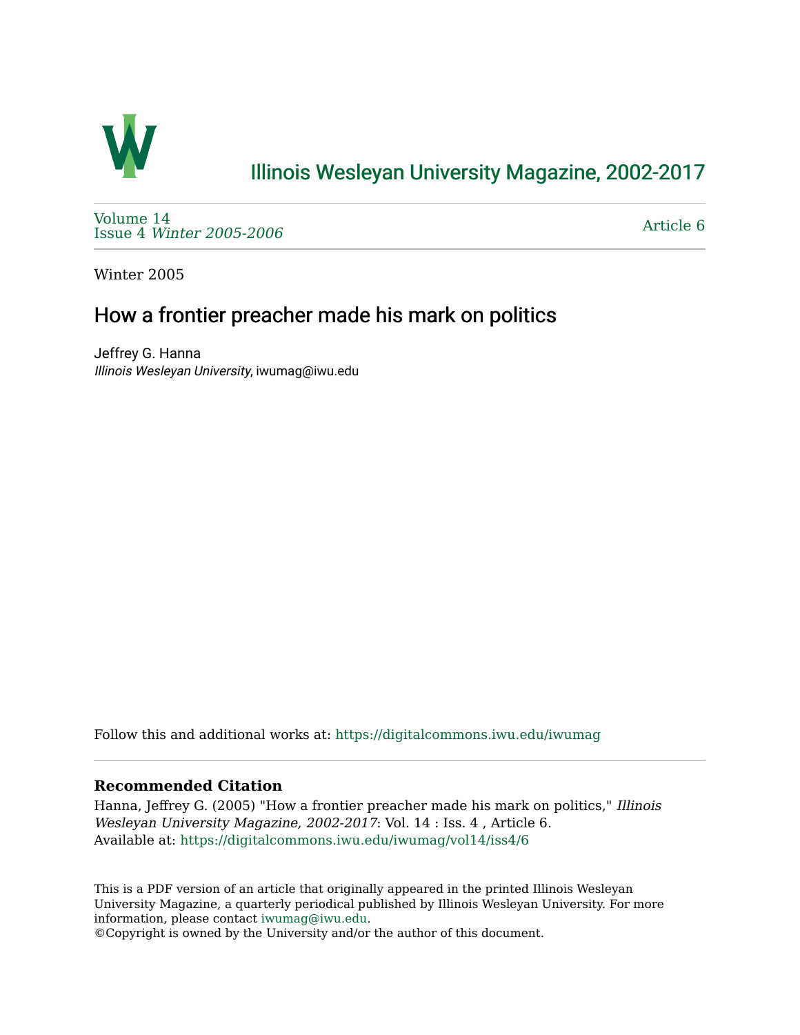# Illinois Wesleyan University Magazine, 2002-2017

Volume 14
Issue 4 *Winter 2005-2006*

Article 6

Winter 2005

## How a frontier preacher made his mark on politics

Jeffrey G. Hanna
*Illinois Wesleyan University*, iwumag@iwu.edu

Follow this and additional works at: https://digitalcommons.iwu.edu/iwumag

**Recommended Citation**

Hanna, Jeffrey G. (2005) "How a frontier preacher made his mark on politics," *Illinois Wesleyan University Magazine, 2002-2017*: Vol. 14 : Iss. 4 , Article 6.
Available at: https://digitalcommons.iwu.edu/iwumag/vol14/iss4/6

This is a PDF version of an article that originally appeared in the printed Illinois Wesleyan University Magazine, a quarterly periodical published by Illinois Wesleyan University. For more information, please contact iwumag@iwu.edu.
©Copyright is owned by the University and/or the author of this document.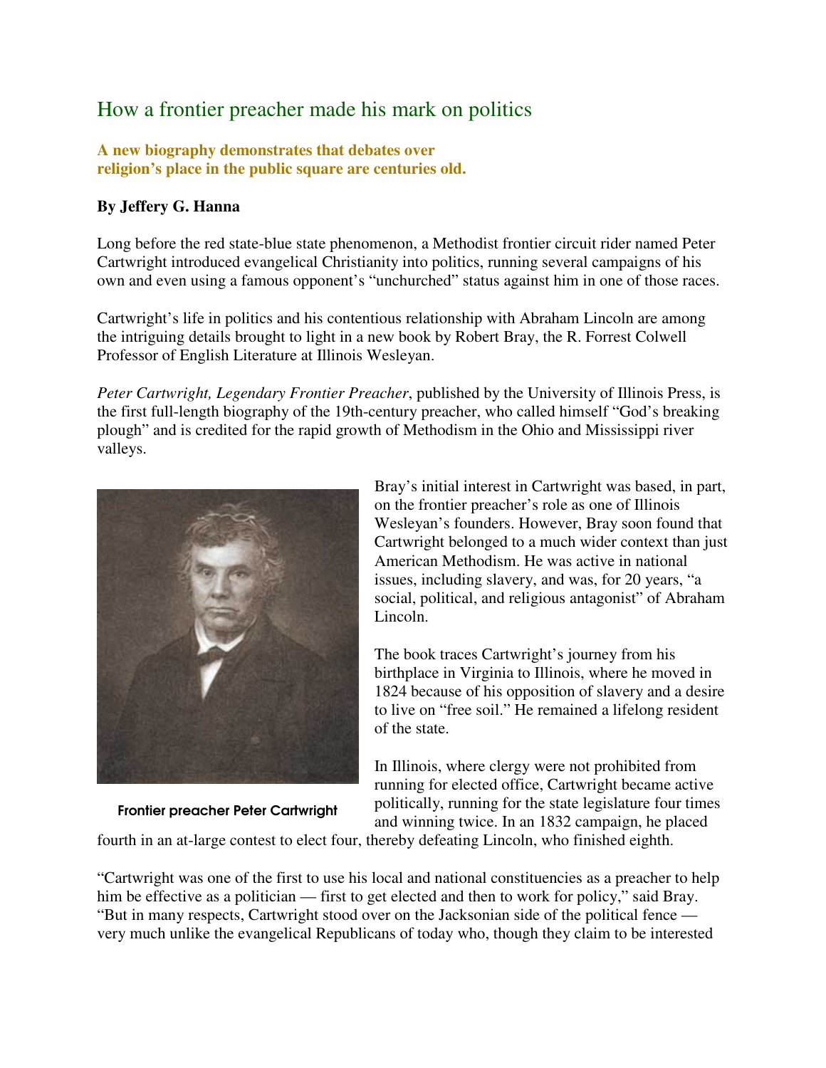## How a frontier preacher made his mark on politics

**A new biography demonstrates that debates over religion's place in the public square are centuries old.**

**By Jeffery G. Hanna**

Long before the red state-blue state phenomenon, a Methodist frontier circuit rider named Peter Cartwright introduced evangelical Christianity into politics, running several campaigns of his own and even using a famous opponent's "unchurched" status against him in one of those races.

Cartwright's life in politics and his contentious relationship with Abraham Lincoln are among the intriguing details brought to light in a new book by Robert Bray, the R. Forrest Colwell Professor of English Literature at Illinois Wesleyan.

*Peter Cartwright, Legendary Frontier Preacher*, published by the University of Illinois Press, is the first full-length biography of the 19th-century preacher, who called himself "God's breaking plough" and is credited for the rapid growth of Methodism in the Ohio and Mississippi river valleys.

Frontier preacher Peter Cartwright

Bray's initial interest in Cartwright was based, in part, on the frontier preacher's role as one of Illinois Wesleyan's founders. However, Bray soon found that Cartwright belonged to a much wider context than just American Methodism. He was active in national issues, including slavery, and was, for 20 years, "a social, political, and religious antagonist" of Abraham Lincoln.

The book traces Cartwright's journey from his birthplace in Virginia to Illinois, where he moved in 1824 because of his opposition of slavery and a desire to live on "free soil." He remained a lifelong resident of the state.

In Illinois, where clergy were not prohibited from running for elected office, Cartwright became active politically, running for the state legislature four times and winning twice. In an 1832 campaign, he placed fourth in an at-large contest to elect four, thereby defeating Lincoln, who finished eighth.

"Cartwright was one of the first to use his local and national constituencies as a preacher to help him be effective as a politician — first to get elected and then to work for policy," said Bray. "But in many respects, Cartwright stood over on the Jacksonian side of the political fence — very much unlike the evangelical Republicans of today who, though they claim to be interested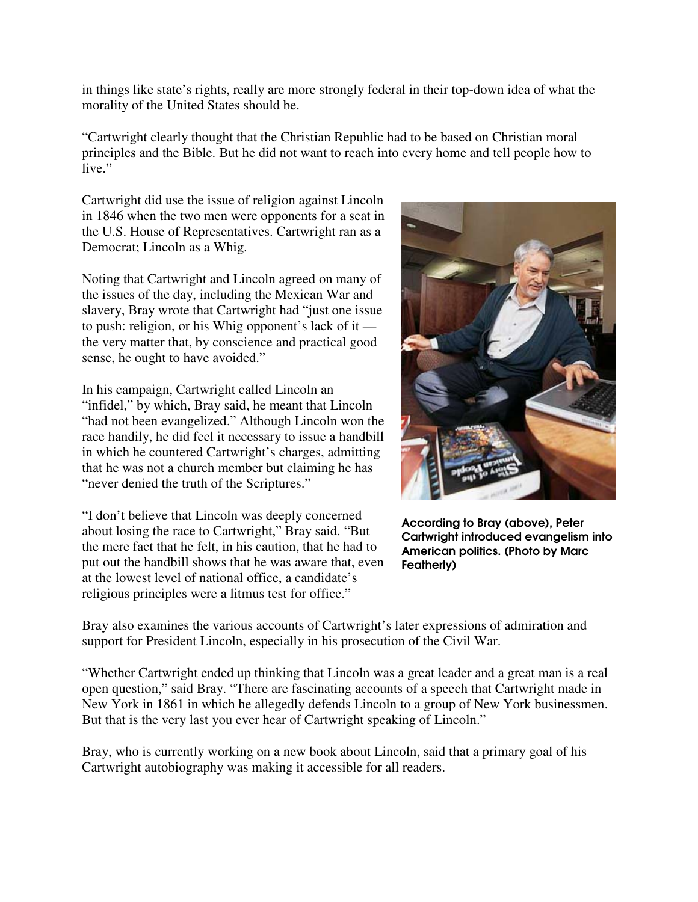in things like state's rights, really are more strongly federal in their top-down idea of what the morality of the United States should be.

"Cartwright clearly thought that the Christian Republic had to be based on Christian moral principles and the Bible. But he did not want to reach into every home and tell people how to live."

Cartwright did use the issue of religion against Lincoln in 1846 when the two men were opponents for a seat in the U.S. House of Representatives. Cartwright ran as a Democrat; Lincoln as a Whig.

Noting that Cartwright and Lincoln agreed on many of the issues of the day, including the Mexican War and slavery, Bray wrote that Cartwright had "just one issue to push: religion, or his Whig opponent's lack of it — the very matter that, by conscience and practical good sense, he ought to have avoided."

In his campaign, Cartwright called Lincoln an "infidel," by which, Bray said, he meant that Lincoln "had not been evangelized." Although Lincoln won the race handily, he did feel it necessary to issue a handbill in which he countered Cartwright's charges, admitting that he was not a church member but claiming he has "never denied the truth of the Scriptures."

"I don't believe that Lincoln was deeply concerned about losing the race to Cartwright," Bray said. "But the mere fact that he felt, in his caution, that he had to put out the handbill shows that he was aware that, even at the lowest level of national office, a candidate's religious principles were a litmus test for office."

**According to Bray (above), Peter Cartwright introduced evangelism into American politics. (Photo by Marc Featherly)**

Bray also examines the various accounts of Cartwright's later expressions of admiration and support for President Lincoln, especially in his prosecution of the Civil War.

"Whether Cartwright ended up thinking that Lincoln was a great leader and a great man is a real open question," said Bray. "There are fascinating accounts of a speech that Cartwright made in New York in 1861 in which he allegedly defends Lincoln to a group of New York businessmen. But that is the very last you ever hear of Cartwright speaking of Lincoln."

Bray, who is currently working on a new book about Lincoln, said that a primary goal of his Cartwright autobiography was making it accessible for all readers.